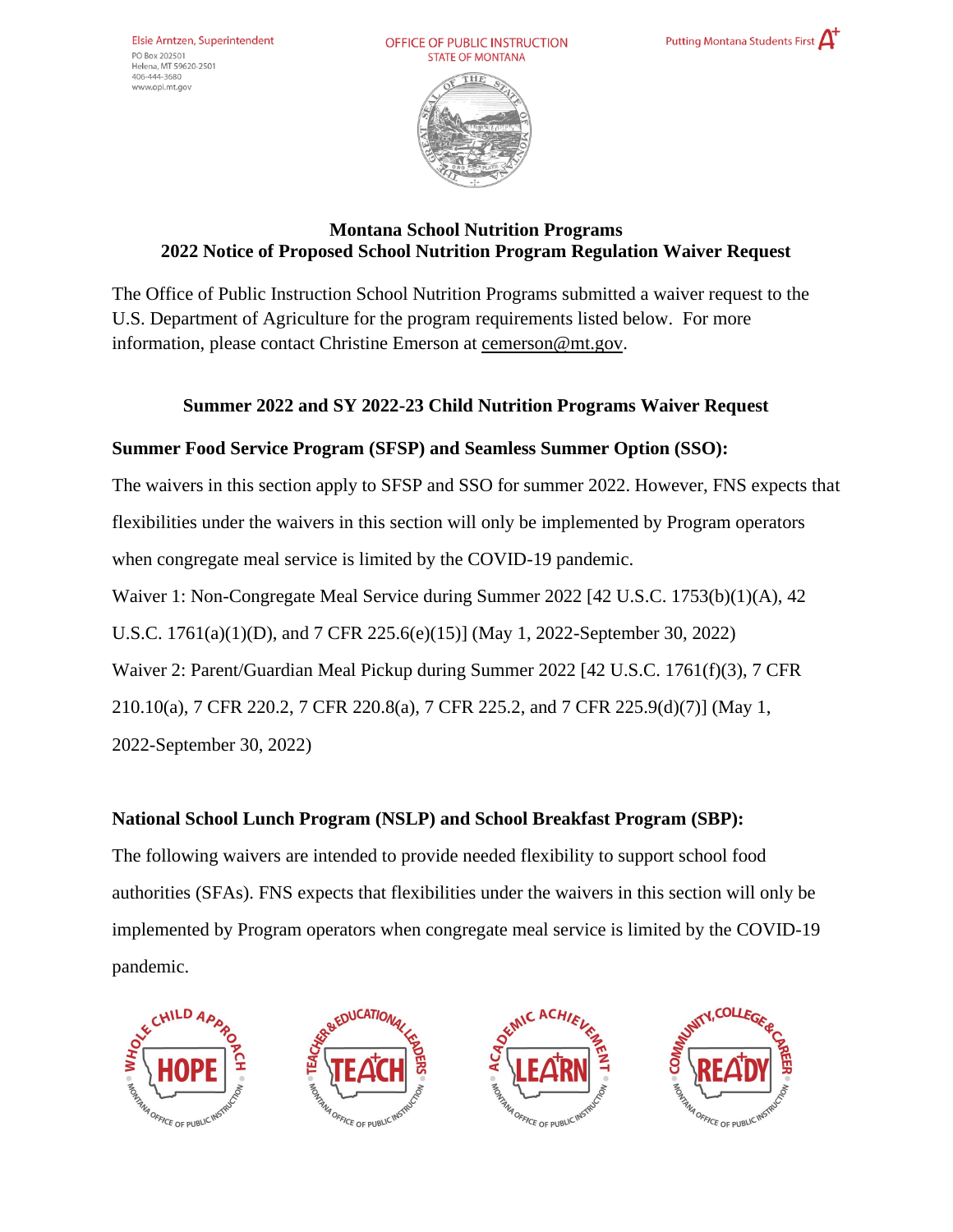Elsie Arntzen, Superintendent
PO Box 202501
Helena, MT 59620-2501
406-444-3680
www.opi.mt.gov

OFFICE OF PUBLIC INSTRUCTION
STATE OF MONTANA

Putting Montana Students First A+

# Montana School Nutrition Programs
# 2022 Notice of Proposed School Nutrition Program Regulation Waiver Request

The Office of Public Instruction School Nutrition Programs submitted a waiver request to the U.S. Department of Agriculture for the program requirements listed below. For more information, please contact Christine Emerson at cemerson@mt.gov.

## Summer 2022 and SY 2022-23 Child Nutrition Programs Waiver Request

### Summer Food Service Program (SFSP) and Seamless Summer Option (SSO):

The waivers in this section apply to SFSP and SSO for summer 2022. However, FNS expects that flexibilities under the waivers in this section will only be implemented by Program operators when congregate meal service is limited by the COVID-19 pandemic.

Waiver 1: Non-Congregate Meal Service during Summer 2022 [42 U.S.C. 1753(b)(1)(A), 42 U.S.C. 1761(a)(1)(D), and 7 CFR 225.6(e)(15)] (May 1, 2022-September 30, 2022)

Waiver 2: Parent/Guardian Meal Pickup during Summer 2022 [42 U.S.C. 1761(f)(3), 7 CFR 210.10(a), 7 CFR 220.2, 7 CFR 220.8(a), 7 CFR 225.2, and 7 CFR 225.9(d)(7)] (May 1, 2022-September 30, 2022)

### National School Lunch Program (NSLP) and School Breakfast Program (SBP):

The following waivers are intended to provide needed flexibility to support school food authorities (SFAs). FNS expects that flexibilities under the waivers in this section will only be implemented by Program operators when congregate meal service is limited by the COVID-19 pandemic.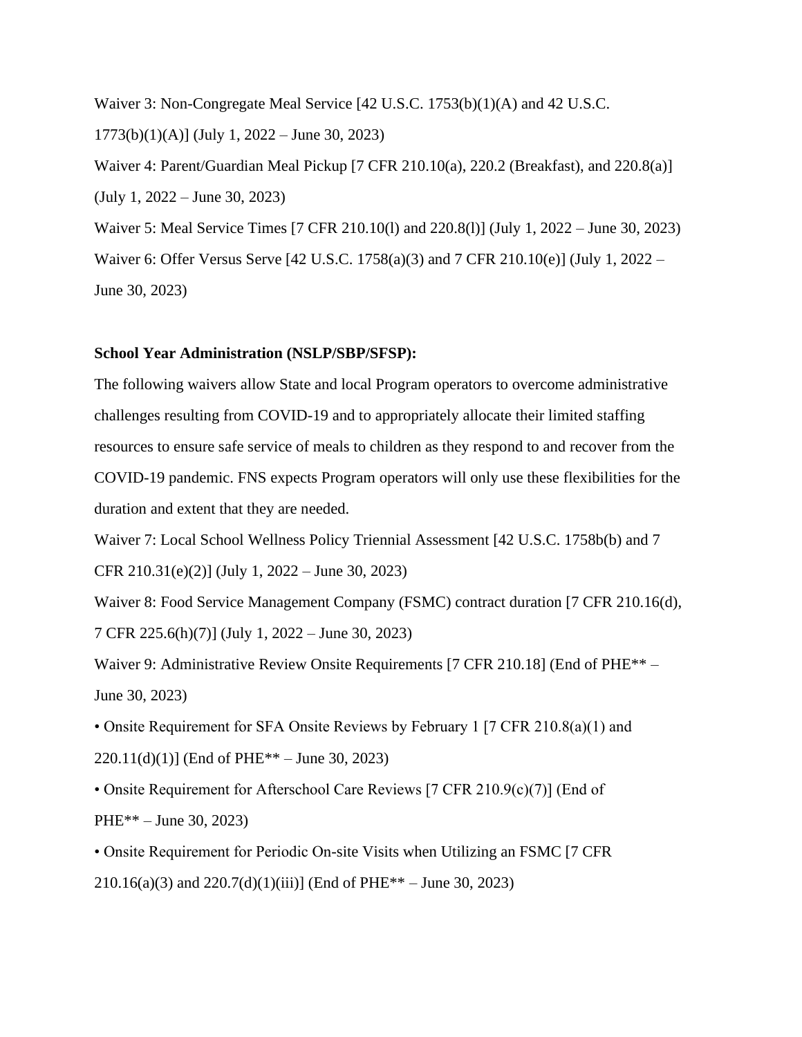Waiver 3: Non-Congregate Meal Service [42 U.S.C. 1753(b)(1)(A) and 42 U.S.C. 1773(b)(1)(A)] (July 1, 2022 – June 30, 2023)

Waiver 4: Parent/Guardian Meal Pickup [7 CFR 210.10(a), 220.2 (Breakfast), and 220.8(a)] (July 1, 2022 – June 30, 2023)

Waiver 5: Meal Service Times [7 CFR 210.10(l) and 220.8(l)] (July 1, 2022 – June 30, 2023)

Waiver 6: Offer Versus Serve [42 U.S.C. 1758(a)(3) and 7 CFR 210.10(e)] (July 1, 2022 – June 30, 2023)

**School Year Administration (NSLP/SBP/SFSP):**

The following waivers allow State and local Program operators to overcome administrative challenges resulting from COVID-19 and to appropriately allocate their limited staffing resources to ensure safe service of meals to children as they respond to and recover from the COVID-19 pandemic. FNS expects Program operators will only use these flexibilities for the duration and extent that they are needed.

Waiver 7: Local School Wellness Policy Triennial Assessment [42 U.S.C. 1758b(b) and 7 CFR 210.31(e)(2)] (July 1, 2022 – June 30, 2023)

Waiver 8: Food Service Management Company (FSMC) contract duration [7 CFR 210.16(d), 7 CFR 225.6(h)(7)] (July 1, 2022 – June 30, 2023)

Waiver 9: Administrative Review Onsite Requirements [7 CFR 210.18] (End of PHE** – June 30, 2023)

- Onsite Requirement for SFA Onsite Reviews by February 1 [7 CFR 210.8(a)(1) and 220.11(d)(1)] (End of PHE** – June 30, 2023)
- Onsite Requirement for Afterschool Care Reviews [7 CFR 210.9(c)(7)] (End of PHE** – June 30, 2023)
- Onsite Requirement for Periodic On-site Visits when Utilizing an FSMC [7 CFR 210.16(a)(3) and 220.7(d)(1)(iii)] (End of PHE** – June 30, 2023)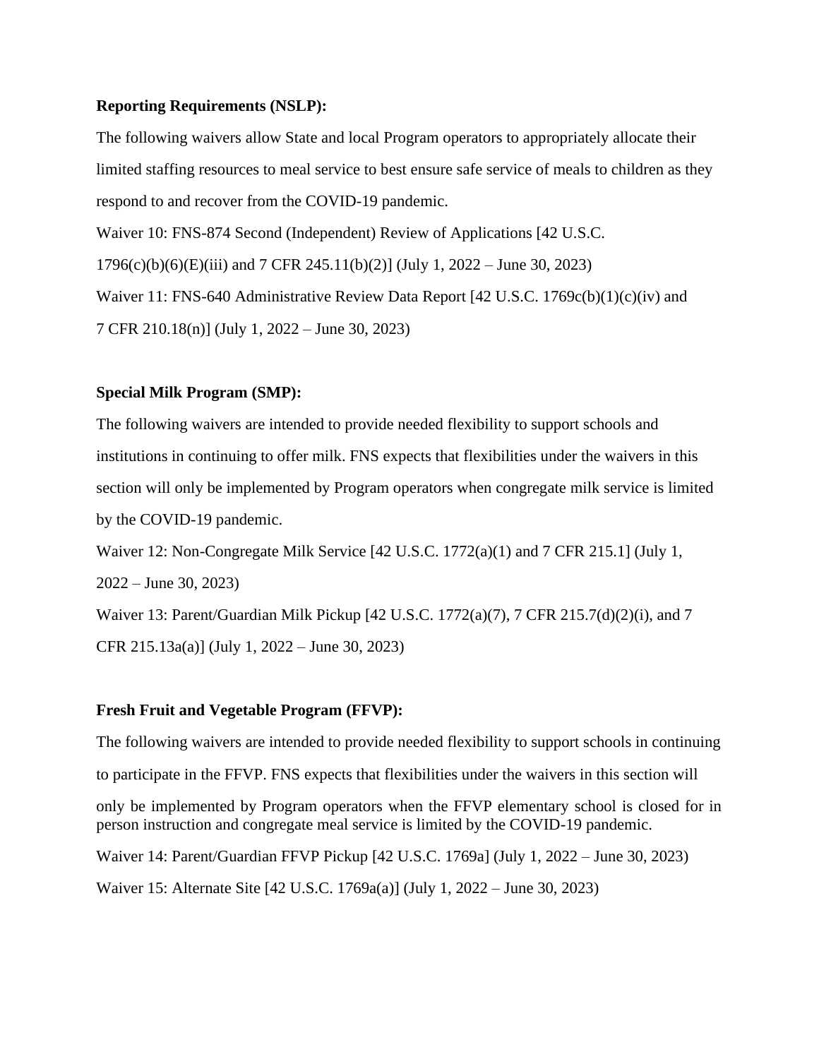**Reporting Requirements (NSLP):**

The following waivers allow State and local Program operators to appropriately allocate their limited staffing resources to meal service to best ensure safe service of meals to children as they respond to and recover from the COVID-19 pandemic.

Waiver 10: FNS-874 Second (Independent) Review of Applications [42 U.S.C. 1796(c)(b)(6)(E)(iii) and 7 CFR 245.11(b)(2)] (July 1, 2022 – June 30, 2023)

Waiver 11: FNS-640 Administrative Review Data Report [42 U.S.C. 1769c(b)(1)(c)(iv) and 7 CFR 210.18(n)] (July 1, 2022 – June 30, 2023)

**Special Milk Program (SMP):**

The following waivers are intended to provide needed flexibility to support schools and institutions in continuing to offer milk. FNS expects that flexibilities under the waivers in this section will only be implemented by Program operators when congregate milk service is limited by the COVID-19 pandemic.

Waiver 12: Non-Congregate Milk Service [42 U.S.C. 1772(a)(1) and 7 CFR 215.1] (July 1, 2022 – June 30, 2023)

Waiver 13: Parent/Guardian Milk Pickup [42 U.S.C. 1772(a)(7), 7 CFR 215.7(d)(2)(i), and 7 CFR 215.13a(a)] (July 1, 2022 – June 30, 2023)

**Fresh Fruit and Vegetable Program (FFVP):**

The following waivers are intended to provide needed flexibility to support schools in continuing to participate in the FFVP. FNS expects that flexibilities under the waivers in this section will only be implemented by Program operators when the FFVP elementary school is closed for in person instruction and congregate meal service is limited by the COVID-19 pandemic.

Waiver 14: Parent/Guardian FFVP Pickup [42 U.S.C. 1769a] (July 1, 2022 – June 30, 2023)

Waiver 15: Alternate Site [42 U.S.C. 1769a(a)] (July 1, 2022 – June 30, 2023)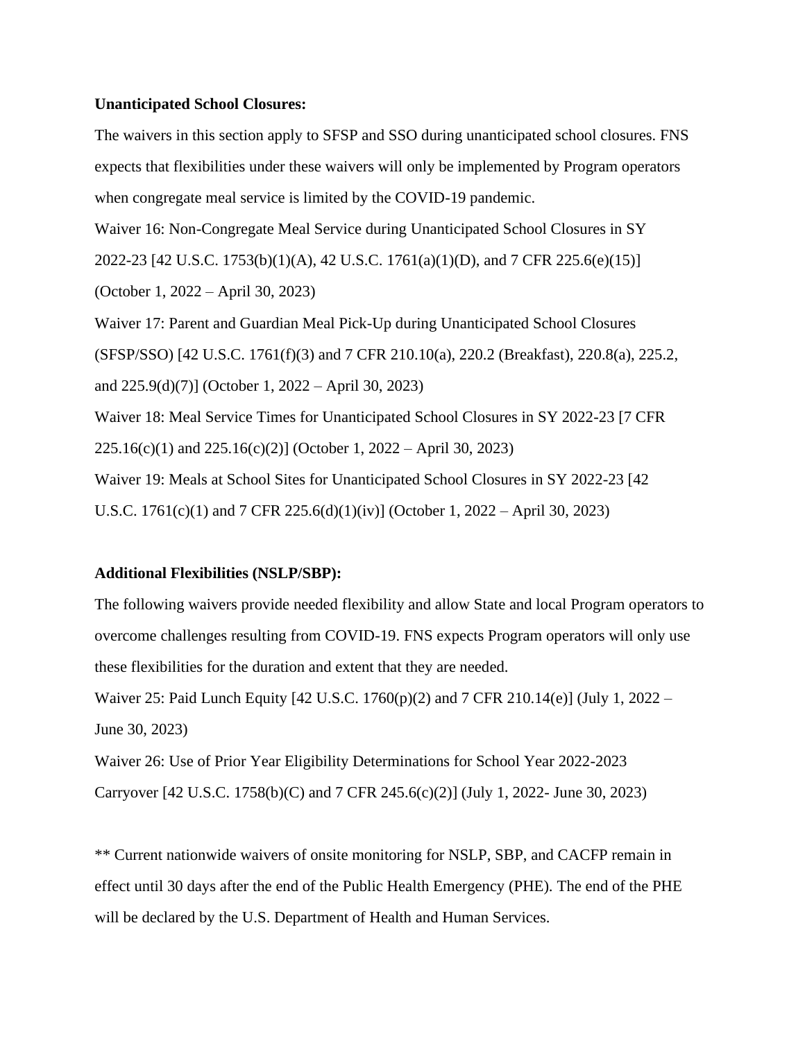**Unanticipated School Closures:**

The waivers in this section apply to SFSP and SSO during unanticipated school closures. FNS expects that flexibilities under these waivers will only be implemented by Program operators when congregate meal service is limited by the COVID-19 pandemic.

Waiver 16: Non-Congregate Meal Service during Unanticipated School Closures in SY 2022-23 [42 U.S.C. 1753(b)(1)(A), 42 U.S.C. 1761(a)(1)(D), and 7 CFR 225.6(e)(15)] (October 1, 2022 – April 30, 2023)

Waiver 17: Parent and Guardian Meal Pick-Up during Unanticipated School Closures (SFSP/SSO) [42 U.S.C. 1761(f)(3) and 7 CFR 210.10(a), 220.2 (Breakfast), 220.8(a), 225.2, and 225.9(d)(7)] (October 1, 2022 – April 30, 2023)

Waiver 18: Meal Service Times for Unanticipated School Closures in SY 2022-23 [7 CFR 225.16(c)(1) and 225.16(c)(2)] (October 1, 2022 – April 30, 2023)

Waiver 19: Meals at School Sites for Unanticipated School Closures in SY 2022-23 [42 U.S.C. 1761(c)(1) and 7 CFR 225.6(d)(1)(iv)] (October 1, 2022 – April 30, 2023)

**Additional Flexibilities (NSLP/SBP):**

The following waivers provide needed flexibility and allow State and local Program operators to overcome challenges resulting from COVID-19. FNS expects Program operators will only use these flexibilities for the duration and extent that they are needed.

Waiver 25: Paid Lunch Equity [42 U.S.C. 1760(p)(2) and 7 CFR 210.14(e)] (July 1, 2022 – June 30, 2023)

Waiver 26: Use of Prior Year Eligibility Determinations for School Year 2022-2023 Carryover [42 U.S.C. 1758(b)(C) and 7 CFR 245.6(c)(2)] (July 1, 2022- June 30, 2023)

** Current nationwide waivers of onsite monitoring for NSLP, SBP, and CACFP remain in effect until 30 days after the end of the Public Health Emergency (PHE). The end of the PHE will be declared by the U.S. Department of Health and Human Services.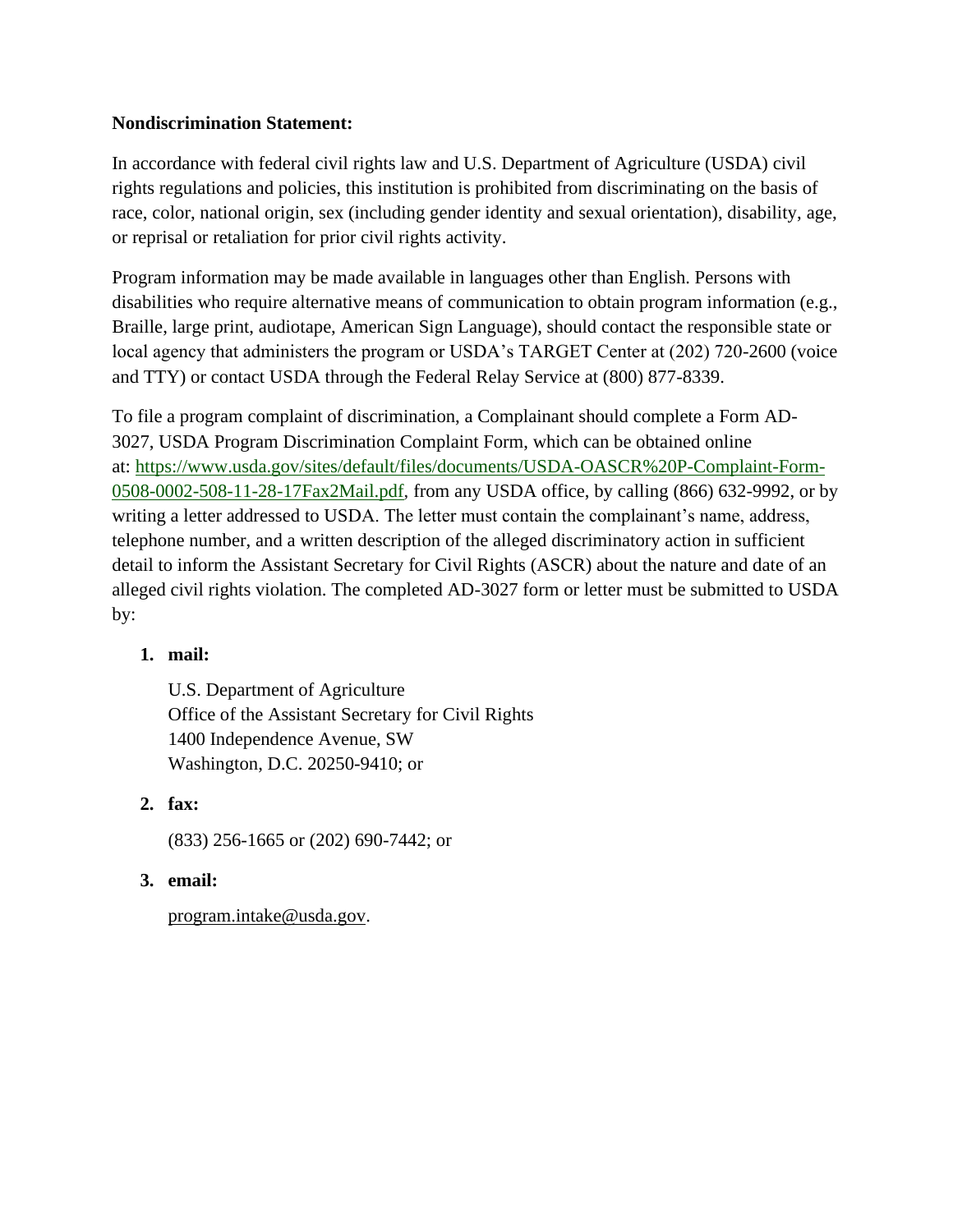**Nondiscrimination Statement:**

In accordance with federal civil rights law and U.S. Department of Agriculture (USDA) civil rights regulations and policies, this institution is prohibited from discriminating on the basis of race, color, national origin, sex (including gender identity and sexual orientation), disability, age, or reprisal or retaliation for prior civil rights activity.

Program information may be made available in languages other than English. Persons with disabilities who require alternative means of communication to obtain program information (e.g., Braille, large print, audiotape, American Sign Language), should contact the responsible state or local agency that administers the program or USDA's TARGET Center at (202) 720-2600 (voice and TTY) or contact USDA through the Federal Relay Service at (800) 877-8339.

To file a program complaint of discrimination, a Complainant should complete a Form AD-3027, USDA Program Discrimination Complaint Form, which can be obtained online at: [https://www.usda.gov/sites/default/files/documents/USDA-OASCR%20P-Complaint-Form-0508-0002-508-11-28-17Fax2Mail.pdf](https://www.usda.gov/sites/default/files/documents/USDA-OASCR%20P-Complaint-Form-0508-0002-508-11-28-17Fax2Mail.pdf), from any USDA office, by calling (866) 632-9992, or by writing a letter addressed to USDA. The letter must contain the complainant's name, address, telephone number, and a written description of the alleged discriminatory action in sufficient detail to inform the Assistant Secretary for Civil Rights (ASCR) about the nature and date of an alleged civil rights violation. The completed AD-3027 form or letter must be submitted to USDA by:

1. **mail:**

   U.S. Department of Agriculture
   Office of the Assistant Secretary for Civil Rights
   1400 Independence Avenue, SW
   Washington, D.C. 20250-9410; or

2. **fax:**

   (833) 256-1665 or (202) 690-7442; or

3. **email:**

   program.intake@usda.gov.